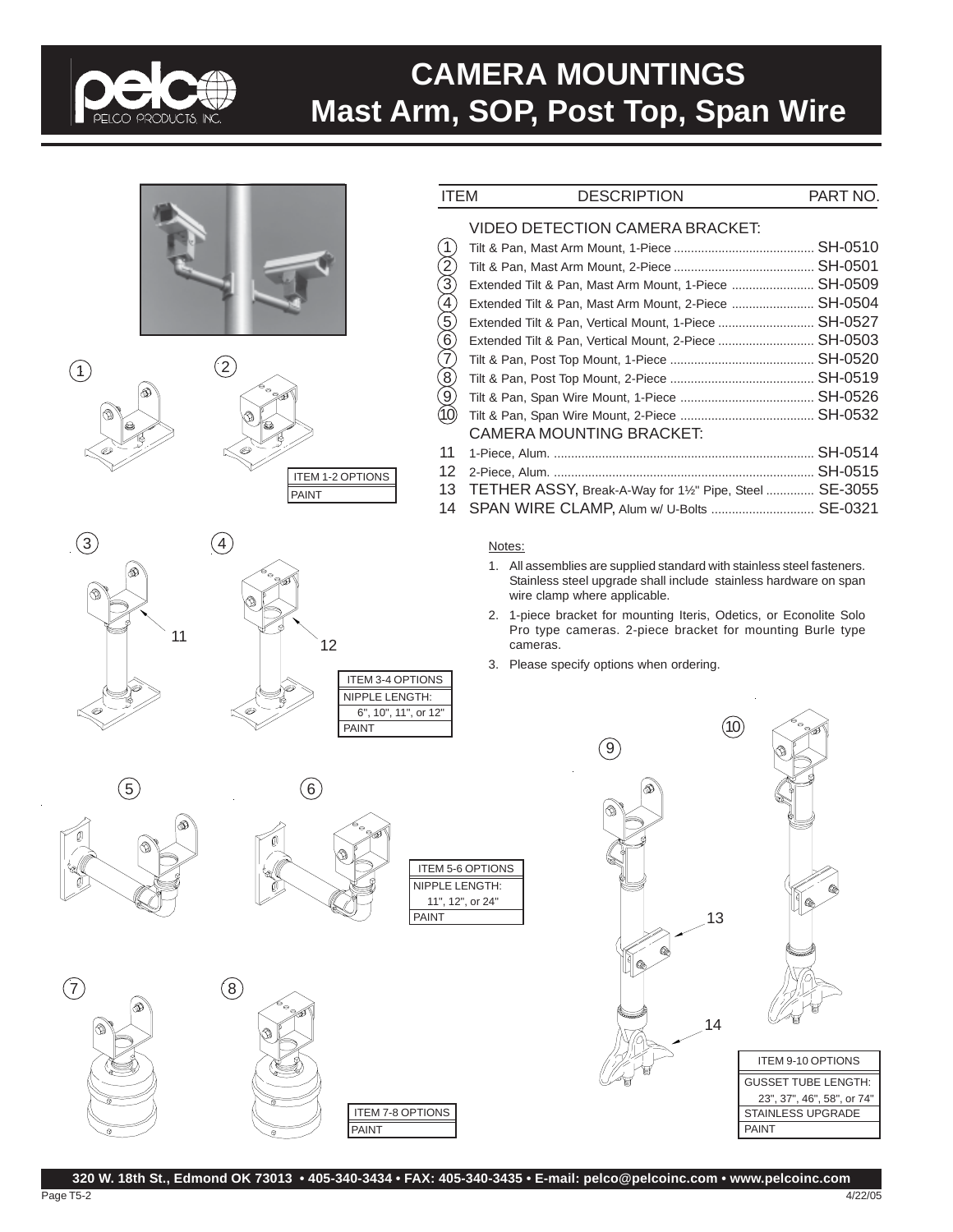# CAMERA MOUNTINGS
## Mast Arm, SOP, Post Top, Span Wire

| ITEM | DESCRIPTION | PART NO. |
|---|---|---|
| | **VIDEO DETECTION CAMERA BRACKET:** | |
| 1 | Tilt & Pan, Mast Arm Mount, 1-Piece | SH-0510 |
| 2 | Tilt & Pan, Mast Arm Mount, 2-Piece | SH-0501 |
| 3 | Extended Tilt & Pan, Mast Arm Mount, 1-Piece | SH-0509 |
| 4 | Extended Tilt & Pan, Mast Arm Mount, 2-Piece | SH-0504 |
| 5 | Extended Tilt & Pan, Vertical Mount, 1-Piece | SH-0527 |
| 6 | Extended Tilt & Pan, Vertical Mount, 2-Piece | SH-0503 |
| 7 | Tilt & Pan, Post Top Mount, 1-Piece | SH-0520 |
| 8 | Tilt & Pan, Post Top Mount, 2-Piece | SH-0519 |
| 9 | Tilt & Pan, Span Wire Mount, 1-Piece | SH-0526 |
| 10 | Tilt & Pan, Span Wire Mount, 2-Piece | SH-0532 |
| | **CAMERA MOUNTING BRACKET:** | |
| 11 | 1-Piece, Alum. | SH-0514 |
| 12 | 2-Piece, Alum. | SH-0515 |
| 13 | TETHER ASSY, Break-A-Way for 1½" Pipe, Steel | SE-3055 |
| 14 | SPAN WIRE CLAMP, Alum w/ U-Bolts | SE-0321 |

Notes:

1. All assemblies are supplied standard with stainless steel fasteners. Stainless steel upgrade shall include stainless hardware on span wire clamp where applicable.
2. 1-piece bracket for mounting Iteris, Odetics, or Econolite Solo Pro type cameras. 2-piece bracket for mounting Burle type cameras.
3. Please specify options when ordering.

| ITEM 1-2 OPTIONS |
|---|
| PAINT |

| ITEM 3-4 OPTIONS |
|---|
| NIPPLE LENGTH: 6", 10", 11", or 12" |
| PAINT |

| ITEM 5-6 OPTIONS |
|---|
| NIPPLE LENGTH: 11", 12", or 24" |
| PAINT |

| ITEM 7-8 OPTIONS |
|---|
| PAINT |

| ITEM 9-10 OPTIONS |
|---|
| GUSSET TUBE LENGTH: 23", 37", 46", 58", or 74" |
| STAINLESS UPGRADE |
| PAINT |

320 W. 18th St., Edmond OK 73013 • 405-340-3434 • FAX: 405-340-3435 • E-mail: pelco@pelcoinc.com • www.pelcoinc.com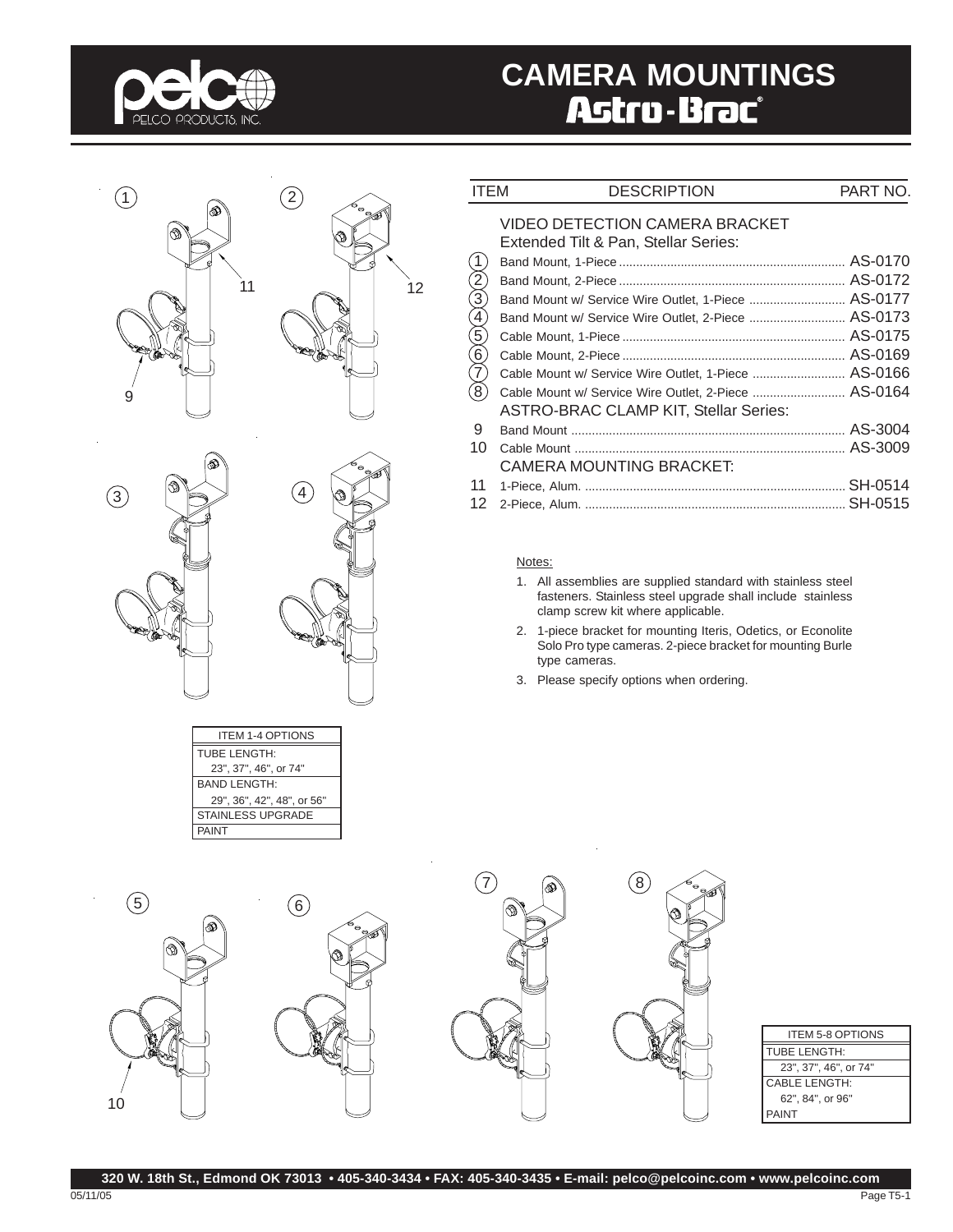# CAMERA MOUNTINGS

## Astro-Brac®

| ITEM | DESCRIPTION | PART NO. |
|---|---|---|
| | **VIDEO DETECTION CAMERA BRACKET** Extended Tilt & Pan, Stellar Series: | |
| 1 | Band Mount, 1-Piece | AS-0170 |
| 2 | Band Mount, 2-Piece | AS-0172 |
| 3 | Band Mount w/ Service Wire Outlet, 1-Piece | AS-0177 |
| 4 | Band Mount w/ Service Wire Outlet, 2-Piece | AS-0173 |
| 5 | Cable Mount, 1-Piece | AS-0175 |
| 6 | Cable Mount, 2-Piece | AS-0169 |
| 7 | Cable Mount w/ Service Wire Outlet, 1-Piece | AS-0166 |
| 8 | Cable Mount w/ Service Wire Outlet, 2-Piece | AS-0164 |
| | **ASTRO-BRAC CLAMP KIT, Stellar Series:** | |
| 9 | Band Mount | AS-3004 |
| 10 | Cable Mount | AS-3009 |
| | **CAMERA MOUNTING BRACKET:** | |
| 11 | 1-Piece, Alum. | SH-0514 |
| 12 | 2-Piece, Alum. | SH-0515 |

Notes:

1. All assemblies are supplied standard with stainless steel fasteners. Stainless steel upgrade shall include stainless clamp screw kit where applicable.
2. 1-piece bracket for mounting Iteris, Odetics, or Econolite Solo Pro type cameras. 2-piece bracket for mounting Burle type cameras.
3. Please specify options when ordering.

1 2 11 12 9 3 4

| ITEM 1-4 OPTIONS |
|---|
| TUBE LENGTH: 23", 37", 46", or 74" |
| BAND LENGTH: 29", 36", 42", 48", or 56" |
| STAINLESS UPGRADE |
| PAINT |

5 6 7 8 10

| ITEM 5-8 OPTIONS |
|---|
| TUBE LENGTH: 23", 37", 46", or 74" |
| CABLE LENGTH: 62", 84", or 96" |
| PAINT |

320 W. 18th St., Edmond OK 73013 • 405-340-3434 • FAX: 405-340-3435 • E-mail: pelco@pelcoinc.com • www.pelcoinc.com

05/11/05